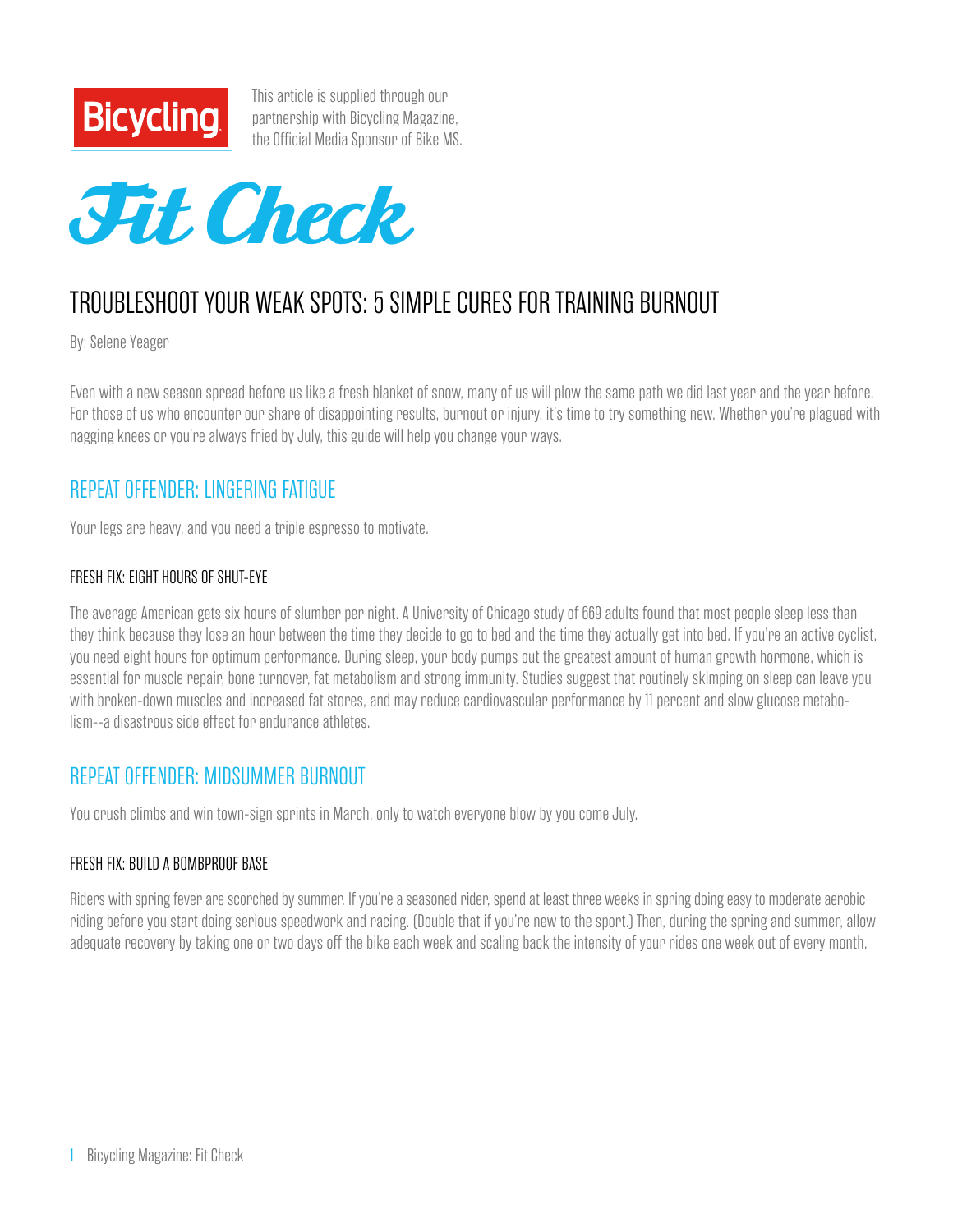Bicycling

This article is supplied through our partnership with Bicycling Magazine, the Official Media Sponsor of Bike MS.

# Fit Check

## TROUBLESHOOT YOUR WEAK SPOTS: 5 SIMPLE CURES FOR TRAINING BURNOUT

By: Selene Yeager

Even with a new season spread before us like a fresh blanket of snow, many of us will plow the same path we did last year and the year before. For those of us who encounter our share of disappointing results, burnout or injury, it's time to try something new. Whether you're plagued with nagging knees or you're always fried by July, this guide will help you change your ways.

### REPEAT OFFENDER: LINGERING FATIGUE

Your legs are heavy, and you need a triple espresso to motivate.

#### FRESH FIX: EIGHT HOURS OF SHUT-EYE

The average American gets six hours of slumber per night. A University of Chicago study of 669 adults found that most people sleep less than they think because they lose an hour between the time they decide to go to bed and the time they actually get into bed. If you're an active cyclist, you need eight hours for optimum performance. During sleep, your body pumps out the greatest amount of human growth hormone, which is essential for muscle repair, bone turnover, fat metabolism and strong immunity. Studies suggest that routinely skimping on sleep can leave you with broken-down muscles and increased fat stores, and may reduce cardiovascular performance by 11 percent and slow glucose metabolism--a disastrous side effect for endurance athletes.

### REPEAT OFFENDER: MIDSUMMER BURNOUT

You crush climbs and win town-sign sprints in March, only to watch everyone blow by you come July.

#### FRESH FIX: BUILD A BOMBPROOF BASE

Riders with spring fever are scorched by summer. If you're a seasoned rider, spend at least three weeks in spring doing easy to moderate aerobic riding before you start doing serious speedwork and racing. (Double that if you're new to the sport.) Then, during the spring and summer, allow adequate recovery by taking one or two days off the bike each week and scaling back the intensity of your rides one week out of every month.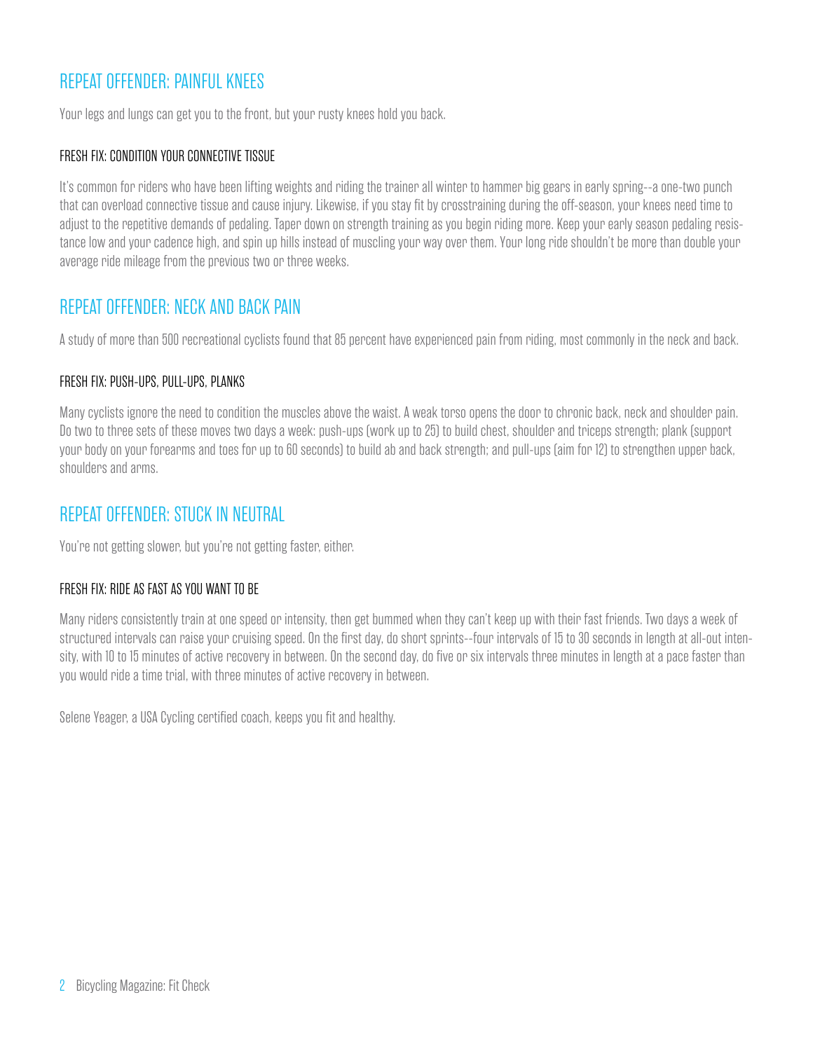## REPEAT OFFENDER: PAINFUL KNEES

Your legs and lungs can get you to the front, but your rusty knees hold you back.

### FRESH FIX: CONDITION YOUR CONNECTIVE TISSUE

It's common for riders who have been lifting weights and riding the trainer all winter to hammer big gears in early spring--a one-two punch that can overload connective tissue and cause injury. Likewise, if you stay fit by crosstraining during the off-season, your knees need time to adjust to the repetitive demands of pedaling. Taper down on strength training as you begin riding more. Keep your early season pedaling resistance low and your cadence high, and spin up hills instead of muscling your way over them. Your long ride shouldn't be more than double your average ride mileage from the previous two or three weeks.

## REPEAT OFFENDER: NECK AND BACK PAIN

A study of more than 500 recreational cyclists found that 85 percent have experienced pain from riding, most commonly in the neck and back.

### FRESH FIX: PUSH-UPS, PULL-UPS, PLANKS

Many cyclists ignore the need to condition the muscles above the waist. A weak torso opens the door to chronic back, neck and shoulder pain. Do two to three sets of these moves two days a week: push-ups (work up to 25) to build chest, shoulder and triceps strength; plank (support your body on your forearms and toes for up to 60 seconds) to build ab and back strength; and pull-ups (aim for 12) to strengthen upper back, shoulders and arms.

## REPEAT OFFENDER: STUCK IN NEUTRAL

You're not getting slower, but you're not getting faster, either.

### FRESH FIX: RIDE AS FAST AS YOU WANT TO BE

Many riders consistently train at one speed or intensity, then get bummed when they can't keep up with their fast friends. Two days a week of structured intervals can raise your cruising speed. On the first day, do short sprints--four intervals of 15 to 30 seconds in length at all-out intensity, with 10 to 15 minutes of active recovery in between. On the second day, do five or six intervals three minutes in length at a pace faster than you would ride a time trial, with three minutes of active recovery in between.

Selene Yeager, a USA Cycling certified coach, keeps you fit and healthy.